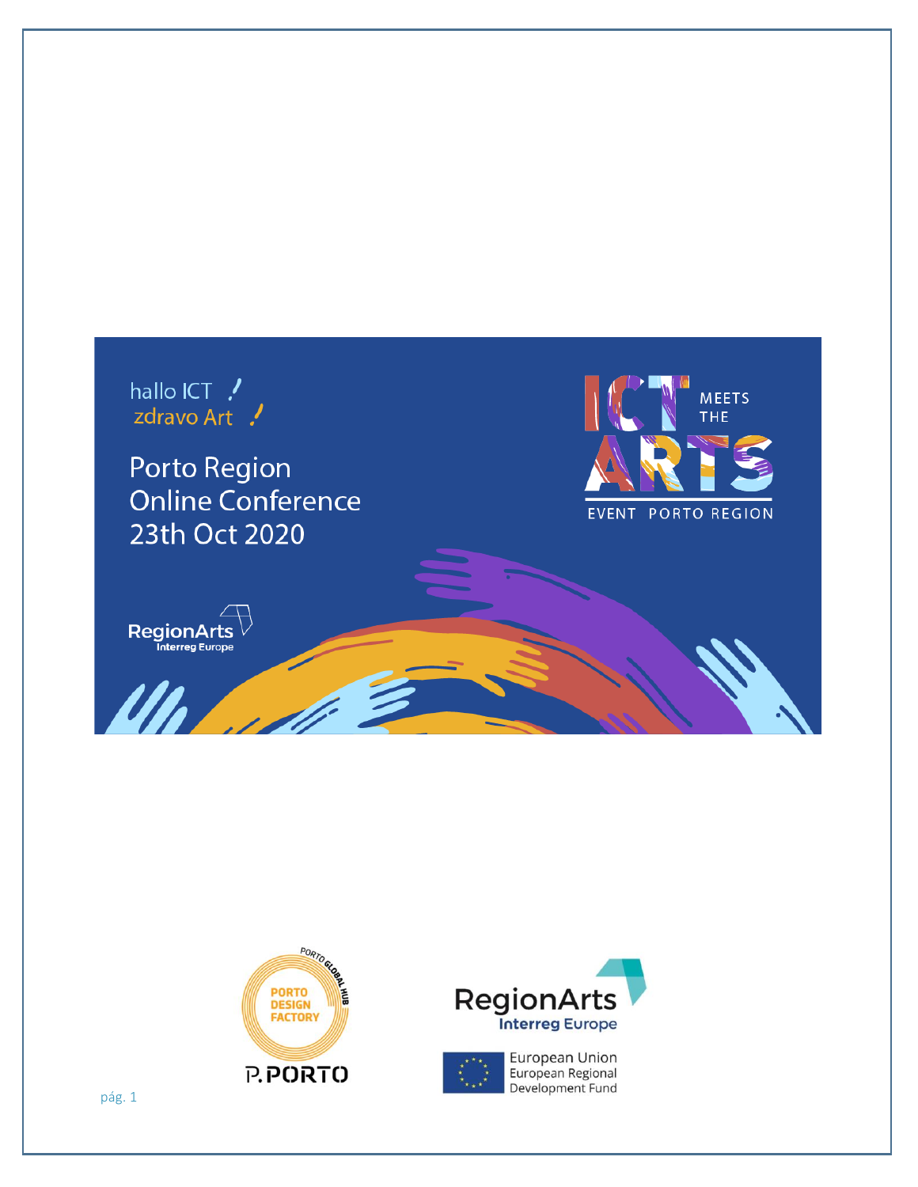hallo ICT !
zdravo Art !

# Porto Region Online Conference 23th Oct 2020

ICT MEETS THE ARTS

EVENT PORTO REGION

RegionArts
Interreg Europe

PORTO GLOBAL HUB
PORTO DESIGN FACTORY
P.PORTO

RegionArts
Interreg Europe

European Union
European Regional Development Fund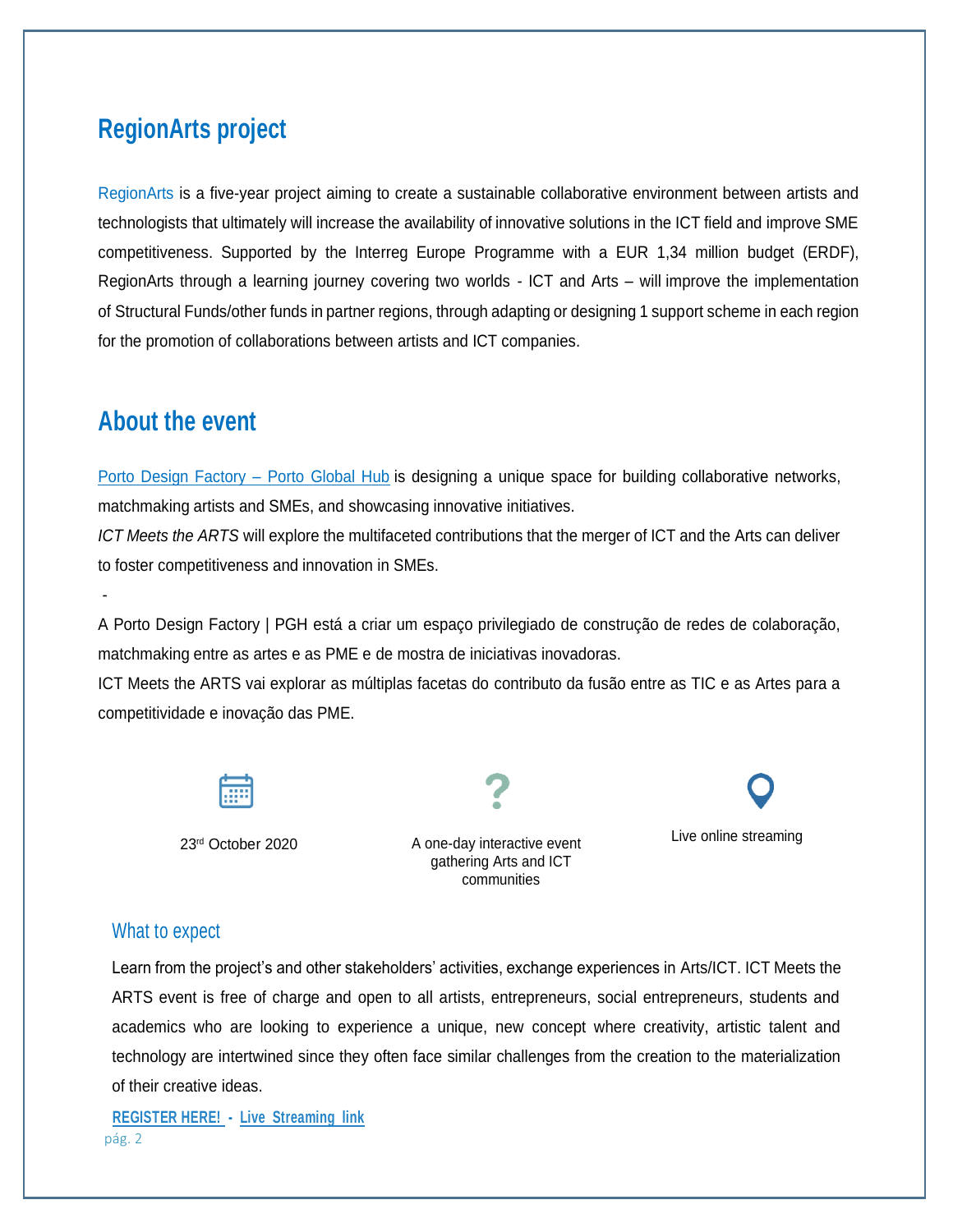## RegionArts project

RegionArts is a five-year project aiming to create a sustainable collaborative environment between artists and technologists that ultimately will increase the availability of innovative solutions in the ICT field and improve SME competitiveness. Supported by the Interreg Europe Programme with a EUR 1,34 million budget (ERDF), RegionArts through a learning journey covering two worlds - ICT and Arts – will improve the implementation of Structural Funds/other funds in partner regions, through adapting or designing 1 support scheme in each region for the promotion of collaborations between artists and ICT companies.

## About the event

Porto Design Factory – Porto Global Hub is designing a unique space for building collaborative networks, matchmaking artists and SMEs, and showcasing innovative initiatives.

*ICT Meets the ARTS* will explore the multifaceted contributions that the merger of ICT and the Arts can deliver to foster competitiveness and innovation in SMEs.

-

A Porto Design Factory | PGH está a criar um espaço privilegiado de construção de redes de colaboração, matchmaking entre as artes e as PME e de mostra de iniciativas inovadoras.

ICT Meets the ARTS vai explorar as múltiplas facetas do contributo da fusão entre as TIC e as Artes para a competitividade e inovação das PME.

23rd October 2020

A one-day interactive event gathering Arts and ICT communities

Live online streaming

### What to expect

Learn from the project's and other stakeholders' activities, exchange experiences in Arts/ICT. ICT Meets the ARTS event is free of charge and open to all artists, entrepreneurs, social entrepreneurs, students and academics who are looking to experience a unique, new concept where creativity, artistic talent and technology are intertwined since they often face similar challenges from the creation to the materialization of their creative ideas.

**REGISTER HERE!** - **Live Streaming link**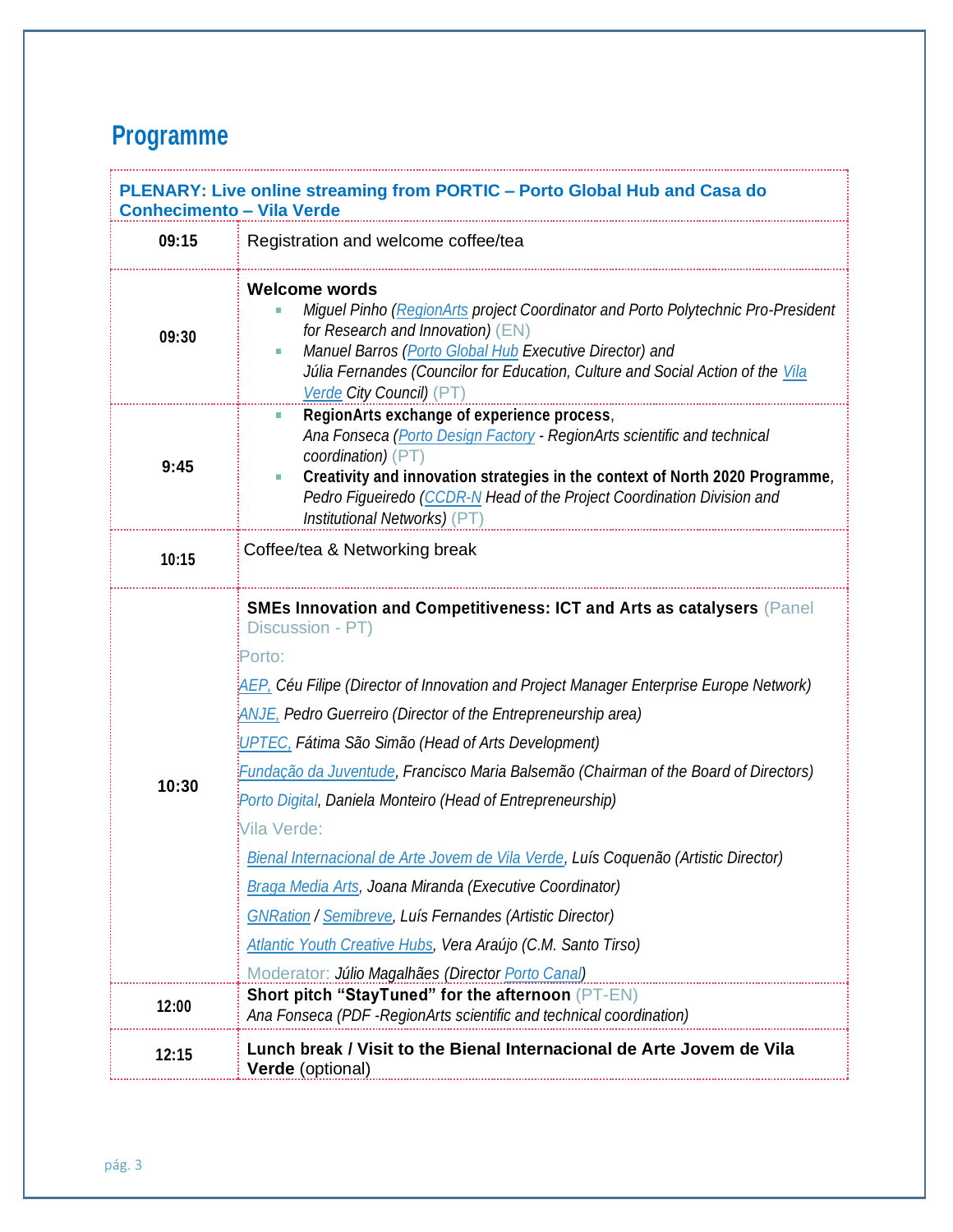## Programme

| **PLENARY: Live online streaming from PORTIC – Porto Global Hub and Casa do Conhecimento – Vila Verde** | |
|---|---|
| **09:15** | Registration and welcome coffee/tea |
| **09:30** | **Welcome words**<br>- *Miguel Pinho (RegionArts project Coordinator and Porto Polytechnic Pro-President for Research and Innovation)* (EN)<br>- *Manuel Barros (Porto Global Hub Executive Director) and Júlia Fernandes (Councilor for Education, Culture and Social Action of the Vila Verde City Council)* (PT) |
| **9:45** | - **RegionArts exchange of experience process**, *Ana Fonseca (Porto Design Factory - RegionArts scientific and technical coordination)* (PT)<br>- **Creativity and innovation strategies in the context of North 2020 Programme**, *Pedro Figueiredo (CCDR-N Head of the Project Coordination Division and Institutional Networks)* (PT) |
| **10:15** | Coffee/tea & Networking break |
| **10:30** | **SMEs Innovation and Competitiveness: ICT and Arts as catalysers** (Panel Discussion - PT)<br>Porto:<br>*AEP, Céu Filipe (Director of Innovation and Project Manager Enterprise Europe Network)*<br>*ANJE, Pedro Guerreiro (Director of the Entrepreneurship area)*<br>*UPTEC, Fátima São Simão (Head of Arts Development)*<br>*Fundação da Juventude, Francisco Maria Balsemão (Chairman of the Board of Directors)*<br>*Porto Digital, Daniela Monteiro (Head of Entrepreneurship)*<br>Vila Verde:<br>*Bienal Internacional de Arte Jovem de Vila Verde, Luís Coquenão (Artistic Director)*<br>*Braga Media Arts, Joana Miranda (Executive Coordinator)*<br>*GNRation / Semibreve, Luís Fernandes (Artistic Director)*<br>*Atlantic Youth Creative Hubs, Vera Araújo (C.M. Santo Tirso)*<br>Moderator: *Júlio Magalhães (Director Porto Canal)* |
| **12:00** | **Short pitch "StayTuned" for the afternoon** (PT-EN)<br>*Ana Fonseca (PDF -RegionArts scientific and technical coordination)* |
| **12:15** | **Lunch break / Visit to the Bienal Internacional de Arte Jovem de Vila Verde** (optional) |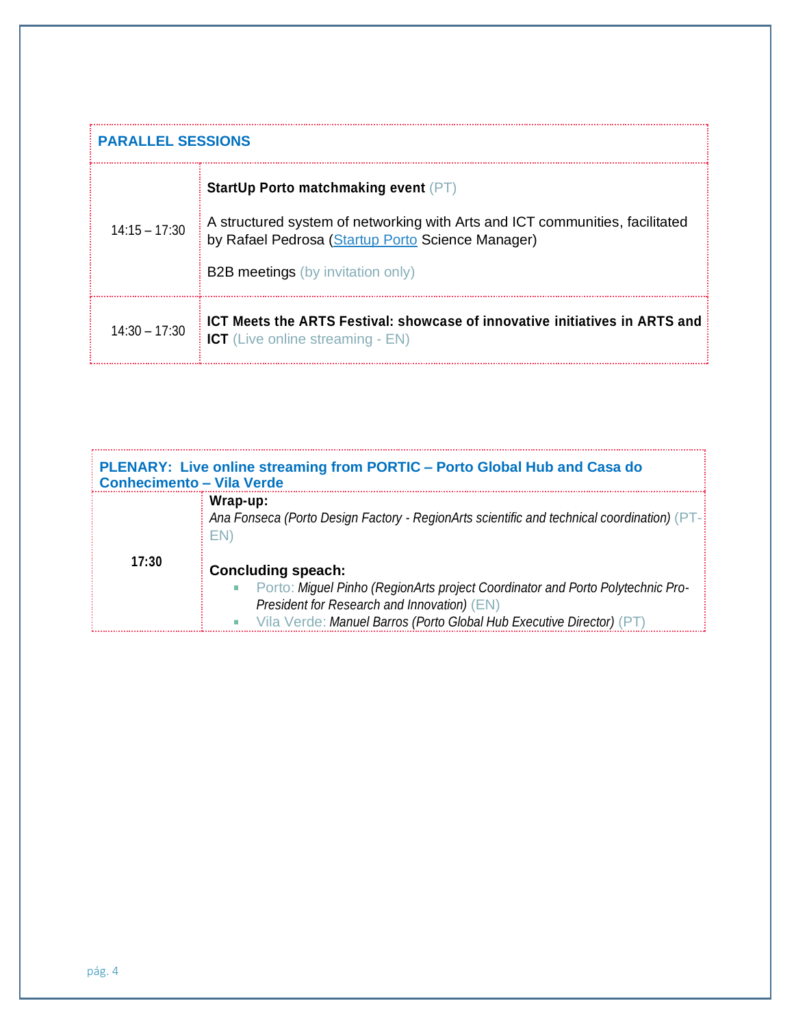| PARALLEL SESSIONS | |
|---|---|
| 14:15 – 17:30 | **StartUp Porto matchmaking event** (PT)<br><br>A structured system of networking with Arts and ICT communities, facilitated by Rafael Pedrosa (Startup Porto Science Manager)<br><br>B2B meetings (by invitation only) |
| 14:30 – 17:30 | **ICT Meets the ARTS Festival: showcase of innovative initiatives in ARTS and ICT** (Live online streaming - EN) |

| PLENARY: Live online streaming from PORTIC – Porto Global Hub and Casa do Conhecimento – Vila Verde | |
|---|---|
| **17:30** | **Wrap-up:**<br>*Ana Fonseca (Porto Design Factory - RegionArts scientific and technical coordination)* (PT-EN)<br><br>**Concluding speach:**<br>- Porto: *Miguel Pinho (RegionArts project Coordinator and Porto Polytechnic Pro-President for Research and Innovation)* (EN)<br>- Vila Verde: *Manuel Barros (Porto Global Hub Executive Director)* (PT) |